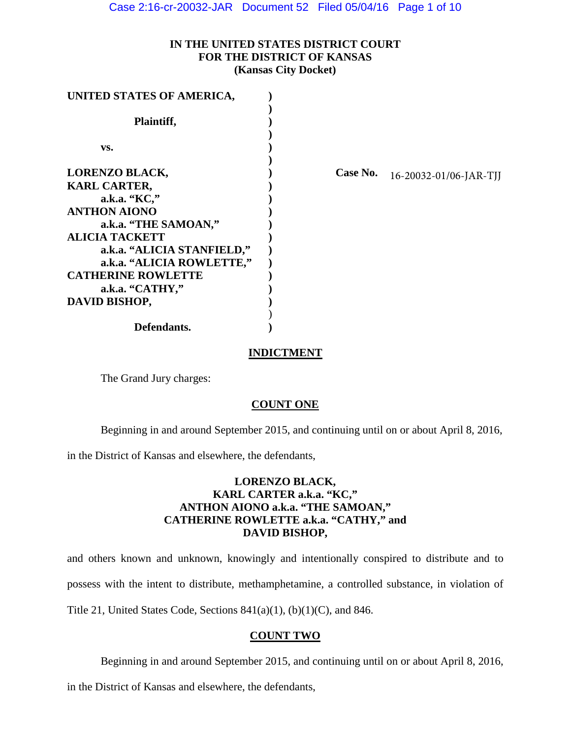# IN THE UNITED STATES DISTRICT COURT FOR THE DISTRICT OF KANSAS (Kansas City Docket)

**UNITED STATES OF AMERICA,**

**Plaintiff,**

**vs.**

**LORENZO BLACK,**
**KARL CARTER,**
**a.k.a. "KC,"**
**ANTHON AIONO**
**a.k.a. "THE SAMOAN,"**
**ALICIA TACKETT**
**a.k.a. "ALICIA STANFIELD,"**
**a.k.a. "ALICIA ROWLETTE,"**
**CATHERINE ROWLETTE**
**a.k.a. "CATHY,"**
**DAVID BISHOP,**

**Defendants.**

**Case No.** 16-20032-01/06-JAR-TJJ

## INDICTMENT

The Grand Jury charges:

## COUNT ONE

Beginning in and around September 2015, and continuing until on or about April 8, 2016, in the District of Kansas and elsewhere, the defendants,

**LORENZO BLACK,**
**KARL CARTER a.k.a. "KC,"**
**ANTHON AIONO a.k.a. "THE SAMOAN,"**
**CATHERINE ROWLETTE a.k.a. "CATHY," and**
**DAVID BISHOP,**

and others known and unknown, knowingly and intentionally conspired to distribute and to possess with the intent to distribute, methamphetamine, a controlled substance, in violation of Title 21, United States Code, Sections 841(a)(1), (b)(1)(C), and 846.

## COUNT TWO

Beginning in and around September 2015, and continuing until on or about April 8, 2016, in the District of Kansas and elsewhere, the defendants,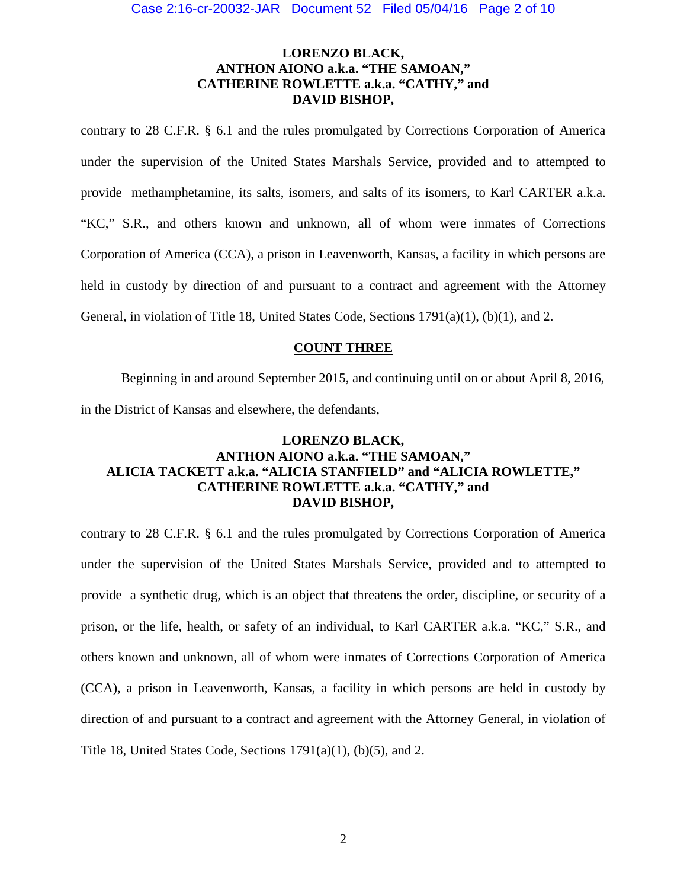**LORENZO BLACK,**
**ANTHON AIONO a.k.a. "THE SAMOAN,"**
**CATHERINE ROWLETTE a.k.a. "CATHY," and**
**DAVID BISHOP,**

contrary to 28 C.F.R. § 6.1 and the rules promulgated by Corrections Corporation of America under the supervision of the United States Marshals Service, provided and to attempted to provide methamphetamine, its salts, isomers, and salts of its isomers, to Karl CARTER a.k.a. "KC," S.R., and others known and unknown, all of whom were inmates of Corrections Corporation of America (CCA), a prison in Leavenworth, Kansas, a facility in which persons are held in custody by direction of and pursuant to a contract and agreement with the Attorney General, in violation of Title 18, United States Code, Sections 1791(a)(1), (b)(1), and 2.

## COUNT THREE

Beginning in and around September 2015, and continuing until on or about April 8, 2016, in the District of Kansas and elsewhere, the defendants,

**LORENZO BLACK,**
**ANTHON AIONO a.k.a. "THE SAMOAN,"**
**ALICIA TACKETT a.k.a. "ALICIA STANFIELD" and "ALICIA ROWLETTE,"**
**CATHERINE ROWLETTE a.k.a. "CATHY," and**
**DAVID BISHOP,**

contrary to 28 C.F.R. § 6.1 and the rules promulgated by Corrections Corporation of America under the supervision of the United States Marshals Service, provided and to attempted to provide a synthetic drug, which is an object that threatens the order, discipline, or security of a prison, or the life, health, or safety of an individual, to Karl CARTER a.k.a. "KC," S.R., and others known and unknown, all of whom were inmates of Corrections Corporation of America (CCA), a prison in Leavenworth, Kansas, a facility in which persons are held in custody by direction of and pursuant to a contract and agreement with the Attorney General, in violation of Title 18, United States Code, Sections 1791(a)(1), (b)(5), and 2.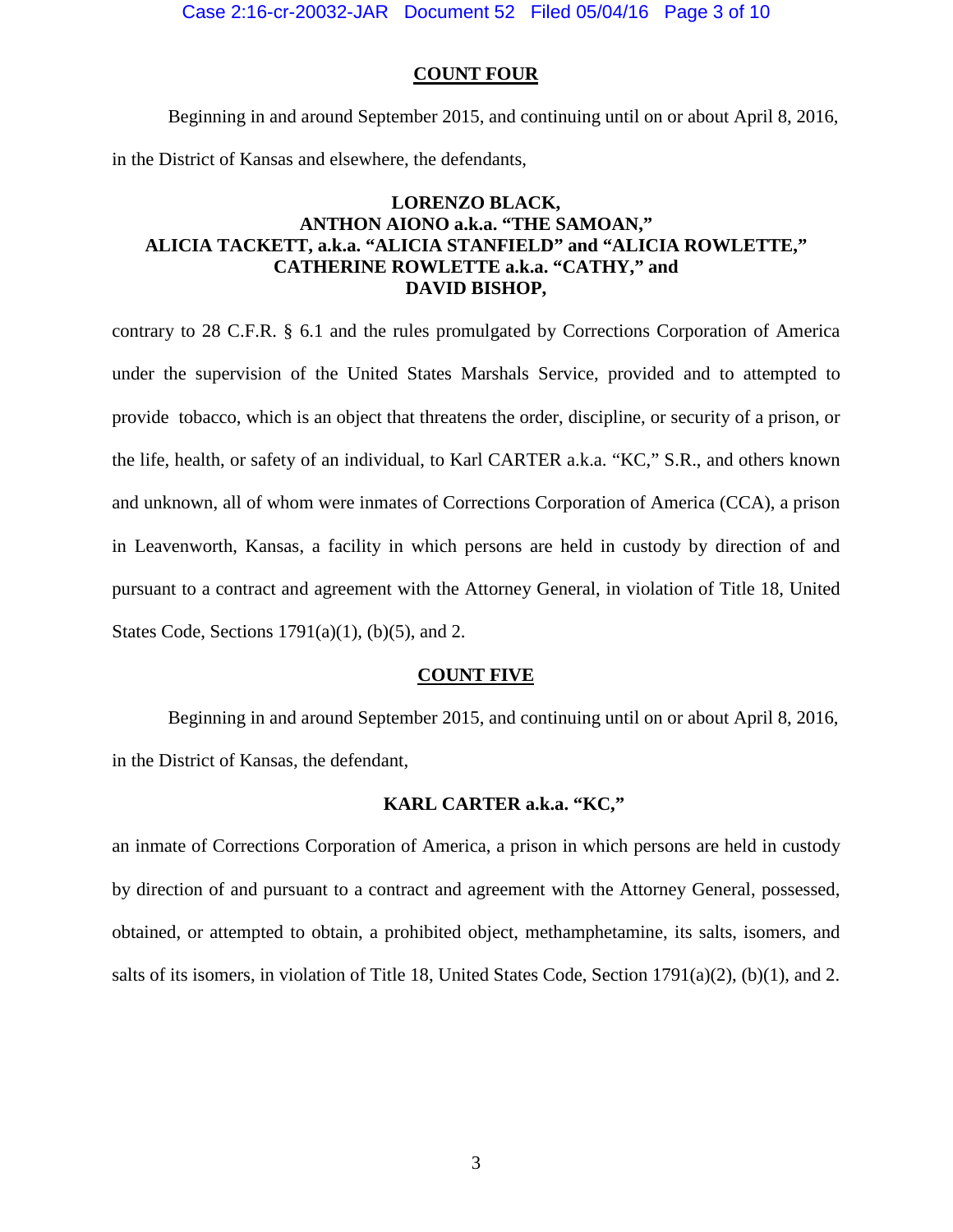**COUNT FOUR**

Beginning in and around September 2015, and continuing until on or about April 8, 2016, in the District of Kansas and elsewhere, the defendants,

**LORENZO BLACK,**
**ANTHON AIONO a.k.a. "THE SAMOAN,"**
**ALICIA TACKETT, a.k.a. "ALICIA STANFIELD" and "ALICIA ROWLETTE,"**
**CATHERINE ROWLETTE a.k.a. "CATHY," and**
**DAVID BISHOP,**

contrary to 28 C.F.R. § 6.1 and the rules promulgated by Corrections Corporation of America under the supervision of the United States Marshals Service, provided and to attempted to provide tobacco, which is an object that threatens the order, discipline, or security of a prison, or the life, health, or safety of an individual, to Karl CARTER a.k.a. "KC," S.R., and others known and unknown, all of whom were inmates of Corrections Corporation of America (CCA), a prison in Leavenworth, Kansas, a facility in which persons are held in custody by direction of and pursuant to a contract and agreement with the Attorney General, in violation of Title 18, United States Code, Sections 1791(a)(1), (b)(5), and 2.

**COUNT FIVE**

Beginning in and around September 2015, and continuing until on or about April 8, 2016, in the District of Kansas, the defendant,

**KARL CARTER a.k.a. "KC,"**

an inmate of Corrections Corporation of America, a prison in which persons are held in custody by direction of and pursuant to a contract and agreement with the Attorney General, possessed, obtained, or attempted to obtain, a prohibited object, methamphetamine, its salts, isomers, and salts of its isomers, in violation of Title 18, United States Code, Section 1791(a)(2), (b)(1), and 2.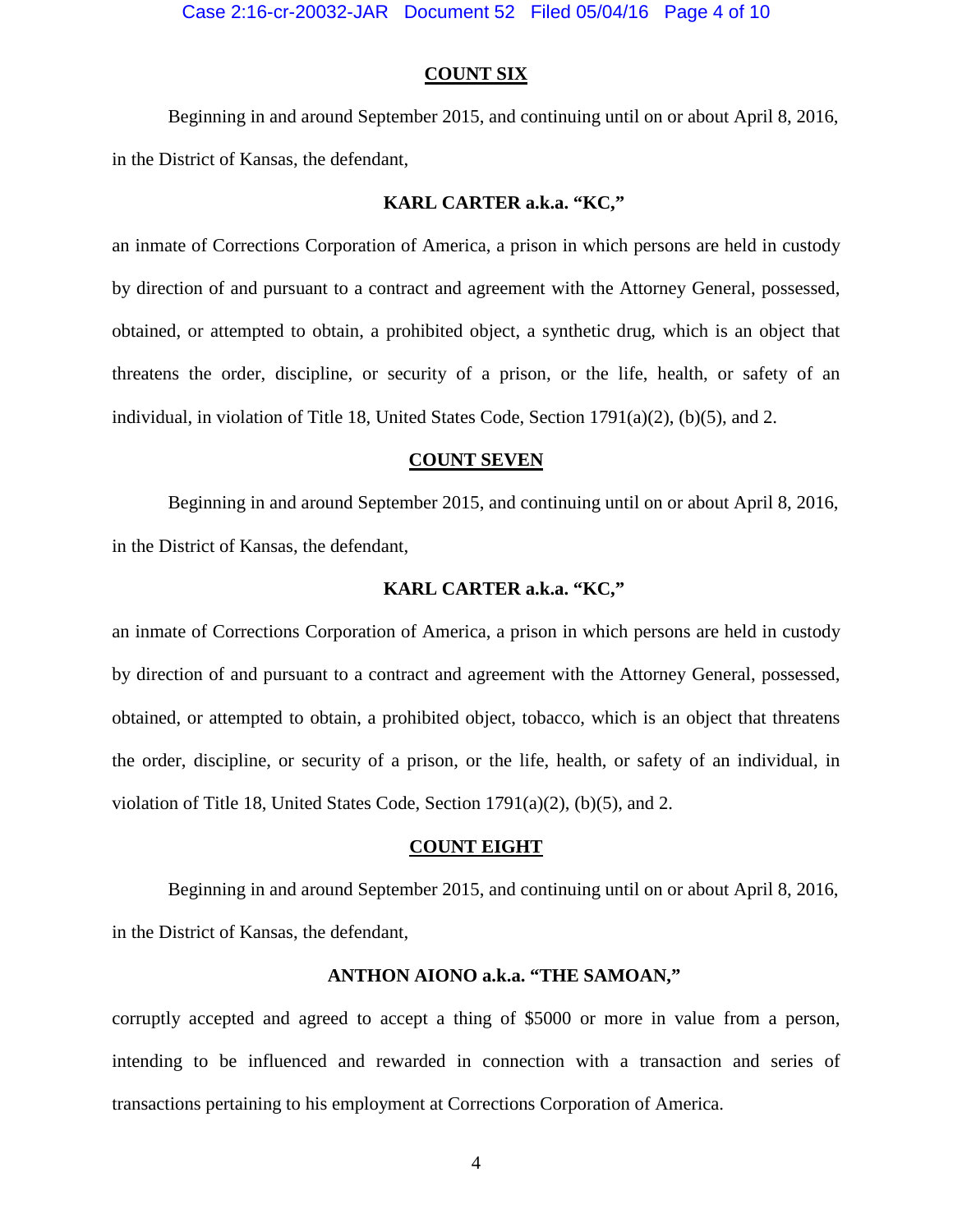## COUNT SIX

Beginning in and around September 2015, and continuing until on or about April 8, 2016, in the District of Kansas, the defendant,

**KARL CARTER a.k.a. "KC,"**

an inmate of Corrections Corporation of America, a prison in which persons are held in custody by direction of and pursuant to a contract and agreement with the Attorney General, possessed, obtained, or attempted to obtain, a prohibited object, a synthetic drug, which is an object that threatens the order, discipline, or security of a prison, or the life, health, or safety of an individual, in violation of Title 18, United States Code, Section 1791(a)(2), (b)(5), and 2.

## COUNT SEVEN

Beginning in and around September 2015, and continuing until on or about April 8, 2016, in the District of Kansas, the defendant,

**KARL CARTER a.k.a. "KC,"**

an inmate of Corrections Corporation of America, a prison in which persons are held in custody by direction of and pursuant to a contract and agreement with the Attorney General, possessed, obtained, or attempted to obtain, a prohibited object, tobacco, which is an object that threatens the order, discipline, or security of a prison, or the life, health, or safety of an individual, in violation of Title 18, United States Code, Section 1791(a)(2), (b)(5), and 2.

## COUNT EIGHT

Beginning in and around September 2015, and continuing until on or about April 8, 2016, in the District of Kansas, the defendant,

**ANTHON AIONO a.k.a. "THE SAMOAN,"**

corruptly accepted and agreed to accept a thing of $5000 or more in value from a person, intending to be influenced and rewarded in connection with a transaction and series of transactions pertaining to his employment at Corrections Corporation of America.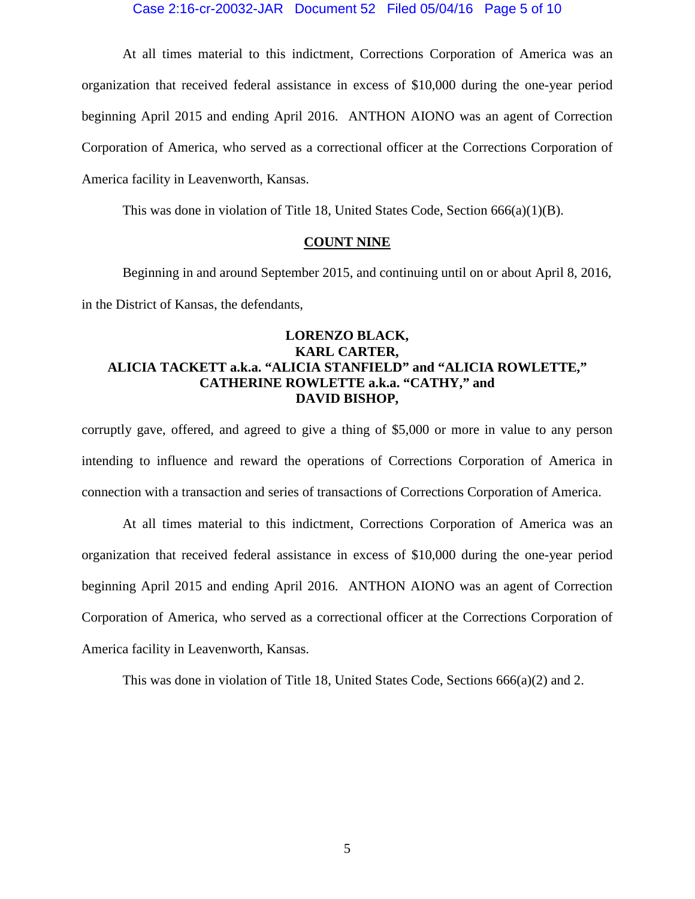At all times material to this indictment, Corrections Corporation of America was an organization that received federal assistance in excess of $10,000 during the one-year period beginning April 2015 and ending April 2016. ANTHON AIONO was an agent of Correction Corporation of America, who served as a correctional officer at the Corrections Corporation of America facility in Leavenworth, Kansas.

This was done in violation of Title 18, United States Code, Section 666(a)(1)(B).

## COUNT NINE

Beginning in and around September 2015, and continuing until on or about April 8, 2016, in the District of Kansas, the defendants,

**LORENZO BLACK,**
**KARL CARTER,**
**ALICIA TACKETT a.k.a. "ALICIA STANFIELD" and "ALICIA ROWLETTE,"**
**CATHERINE ROWLETTE a.k.a. "CATHY," and**
**DAVID BISHOP,**

corruptly gave, offered, and agreed to give a thing of $5,000 or more in value to any person intending to influence and reward the operations of Corrections Corporation of America in connection with a transaction and series of transactions of Corrections Corporation of America.

At all times material to this indictment, Corrections Corporation of America was an organization that received federal assistance in excess of $10,000 during the one-year period beginning April 2015 and ending April 2016. ANTHON AIONO was an agent of Correction Corporation of America, who served as a correctional officer at the Corrections Corporation of America facility in Leavenworth, Kansas.

This was done in violation of Title 18, United States Code, Sections 666(a)(2) and 2.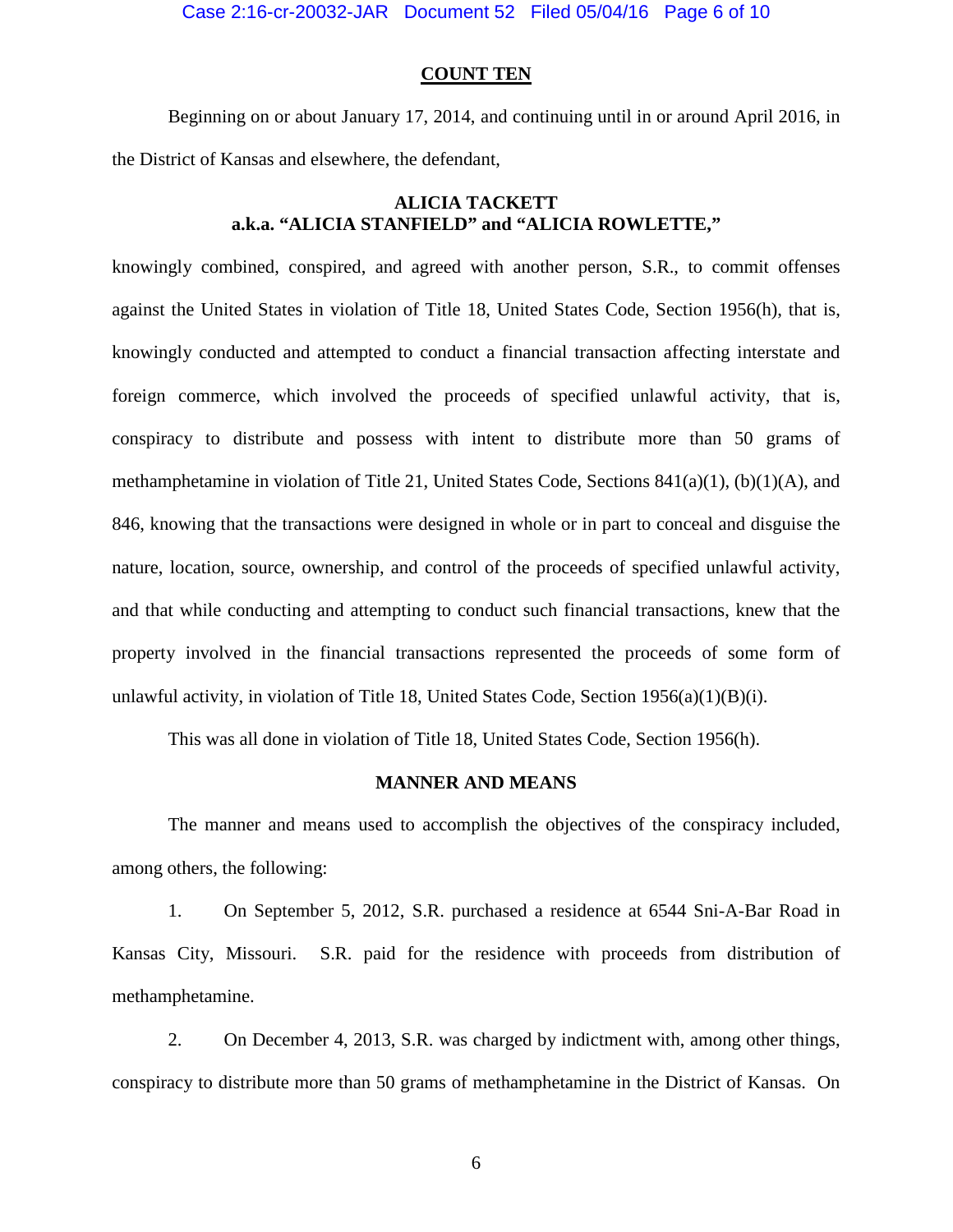## COUNT TEN

Beginning on or about January 17, 2014, and continuing until in or around April 2016, in the District of Kansas and elsewhere, the defendant,

**ALICIA TACKETT**
**a.k.a. "ALICIA STANFIELD" and "ALICIA ROWLETTE,"**

knowingly combined, conspired, and agreed with another person, S.R., to commit offenses against the United States in violation of Title 18, United States Code, Section 1956(h), that is, knowingly conducted and attempted to conduct a financial transaction affecting interstate and foreign commerce, which involved the proceeds of specified unlawful activity, that is, conspiracy to distribute and possess with intent to distribute more than 50 grams of methamphetamine in violation of Title 21, United States Code, Sections 841(a)(1), (b)(1)(A), and 846, knowing that the transactions were designed in whole or in part to conceal and disguise the nature, location, source, ownership, and control of the proceeds of specified unlawful activity, and that while conducting and attempting to conduct such financial transactions, knew that the property involved in the financial transactions represented the proceeds of some form of unlawful activity, in violation of Title 18, United States Code, Section 1956(a)(1)(B)(i).

This was all done in violation of Title 18, United States Code, Section 1956(h).

**MANNER AND MEANS**

The manner and means used to accomplish the objectives of the conspiracy included, among others, the following:

1. On September 5, 2012, S.R. purchased a residence at 6544 Sni-A-Bar Road in Kansas City, Missouri. S.R. paid for the residence with proceeds from distribution of methamphetamine.

2. On December 4, 2013, S.R. was charged by indictment with, among other things, conspiracy to distribute more than 50 grams of methamphetamine in the District of Kansas. On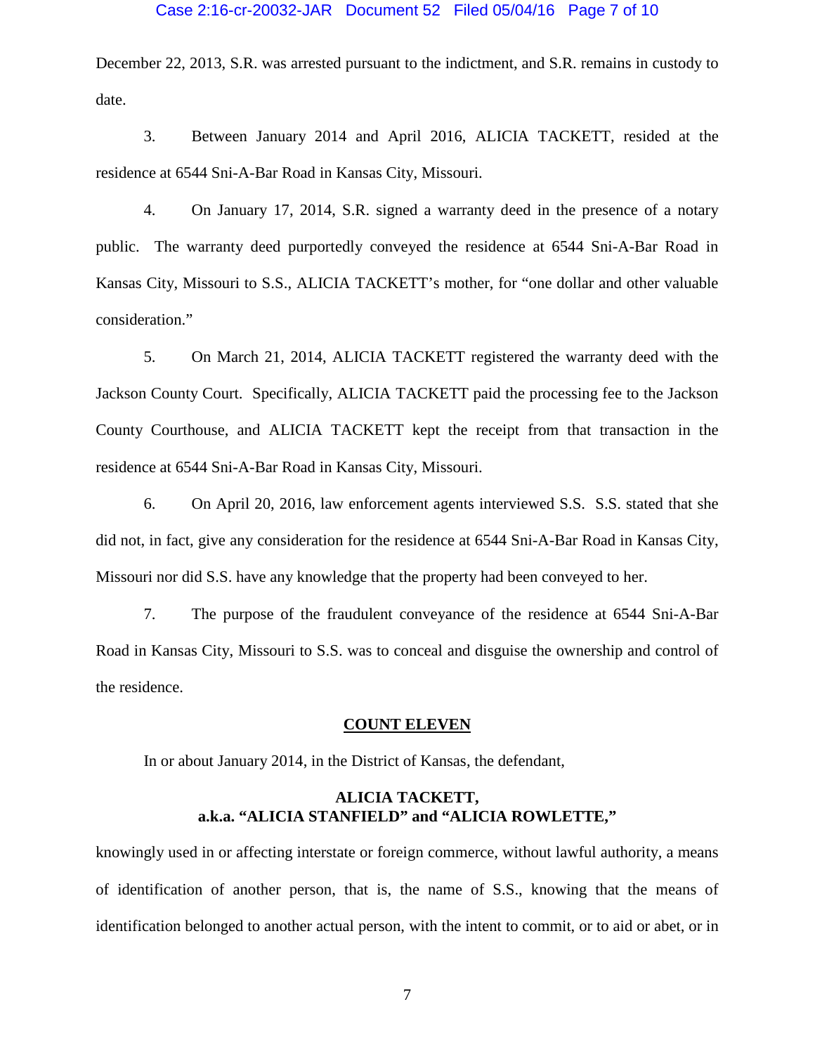December 22, 2013, S.R. was arrested pursuant to the indictment, and S.R. remains in custody to date.

3. Between January 2014 and April 2016, ALICIA TACKETT, resided at the residence at 6544 Sni-A-Bar Road in Kansas City, Missouri.

4. On January 17, 2014, S.R. signed a warranty deed in the presence of a notary public. The warranty deed purportedly conveyed the residence at 6544 Sni-A-Bar Road in Kansas City, Missouri to S.S., ALICIA TACKETT's mother, for "one dollar and other valuable consideration."

5. On March 21, 2014, ALICIA TACKETT registered the warranty deed with the Jackson County Court. Specifically, ALICIA TACKETT paid the processing fee to the Jackson County Courthouse, and ALICIA TACKETT kept the receipt from that transaction in the residence at 6544 Sni-A-Bar Road in Kansas City, Missouri.

6. On April 20, 2016, law enforcement agents interviewed S.S. S.S. stated that she did not, in fact, give any consideration for the residence at 6544 Sni-A-Bar Road in Kansas City, Missouri nor did S.S. have any knowledge that the property had been conveyed to her.

7. The purpose of the fraudulent conveyance of the residence at 6544 Sni-A-Bar Road in Kansas City, Missouri to S.S. was to conceal and disguise the ownership and control of the residence.

## COUNT ELEVEN

In or about January 2014, in the District of Kansas, the defendant,

**ALICIA TACKETT,**
**a.k.a. "ALICIA STANFIELD" and "ALICIA ROWLETTE,"**

knowingly used in or affecting interstate or foreign commerce, without lawful authority, a means of identification of another person, that is, the name of S.S., knowing that the means of identification belonged to another actual person, with the intent to commit, or to aid or abet, or in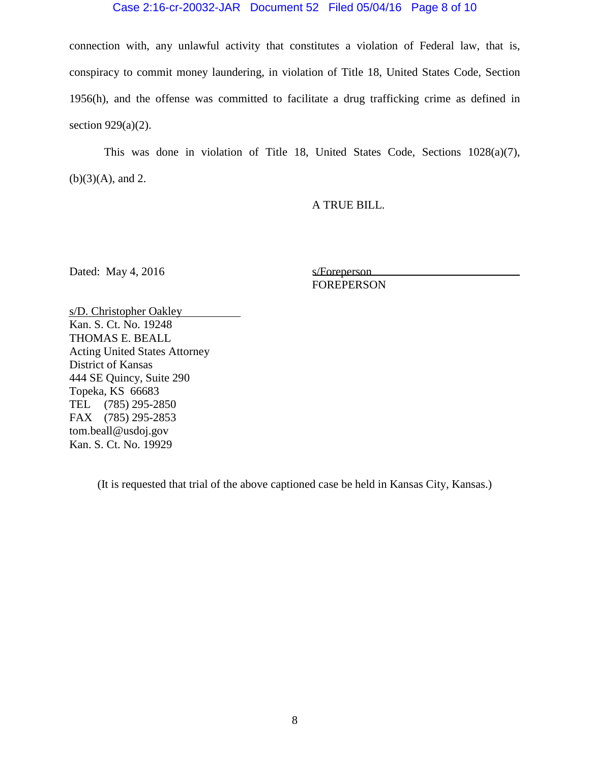connection with, any unlawful activity that constitutes a violation of Federal law, that is, conspiracy to commit money laundering, in violation of Title 18, United States Code, Section 1956(h), and the offense was committed to facilitate a drug trafficking crime as defined in section 929(a)(2).

This was done in violation of Title 18, United States Code, Sections 1028(a)(7), (b)(3)(A), and 2.

A TRUE BILL.

Dated: May 4, 2016

s/Foreperson
FOREPERSON

s/D. Christopher Oakley
Kan. S. Ct. No. 19248
THOMAS E. BEALL
Acting United States Attorney
District of Kansas
444 SE Quincy, Suite 290
Topeka, KS 66683
TEL (785) 295-2850
FAX (785) 295-2853
tom.beall@usdoj.gov
Kan. S. Ct. No. 19929

(It is requested that trial of the above captioned case be held in Kansas City, Kansas.)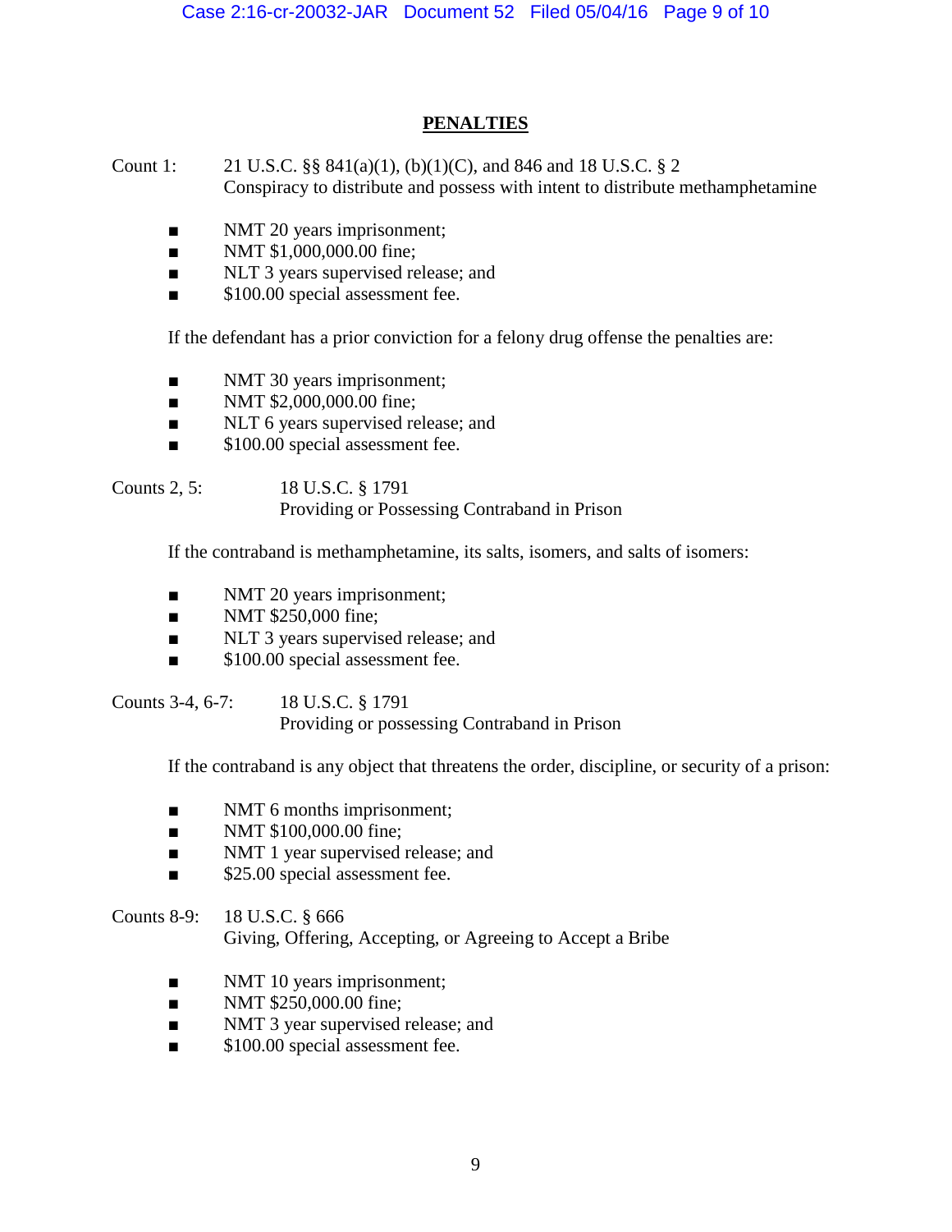## PENALTIES

Count 1: 21 U.S.C. §§ 841(a)(1), (b)(1)(C), and 846 and 18 U.S.C. § 2
Conspiracy to distribute and possess with intent to distribute methamphetamine

- NMT 20 years imprisonment;
- NMT $1,000,000.00 fine;
- NLT 3 years supervised release; and
- $100.00 special assessment fee.

If the defendant has a prior conviction for a felony drug offense the penalties are:

- NMT 30 years imprisonment;
- NMT $2,000,000.00 fine;
- NLT 6 years supervised release; and
- $100.00 special assessment fee.

Counts 2, 5: 18 U.S.C. § 1791
Providing or Possessing Contraband in Prison

If the contraband is methamphetamine, its salts, isomers, and salts of isomers:

- NMT 20 years imprisonment;
- NMT $250,000 fine;
- NLT 3 years supervised release; and
- $100.00 special assessment fee.

Counts 3-4, 6-7: 18 U.S.C. § 1791
Providing or possessing Contraband in Prison

If the contraband is any object that threatens the order, discipline, or security of a prison:

- NMT 6 months imprisonment;
- NMT $100,000.00 fine;
- NMT 1 year supervised release; and
- $25.00 special assessment fee.

Counts 8-9: 18 U.S.C. § 666
Giving, Offering, Accepting, or Agreeing to Accept a Bribe

- NMT 10 years imprisonment;
- NMT $250,000.00 fine;
- NMT 3 year supervised release; and
- $100.00 special assessment fee.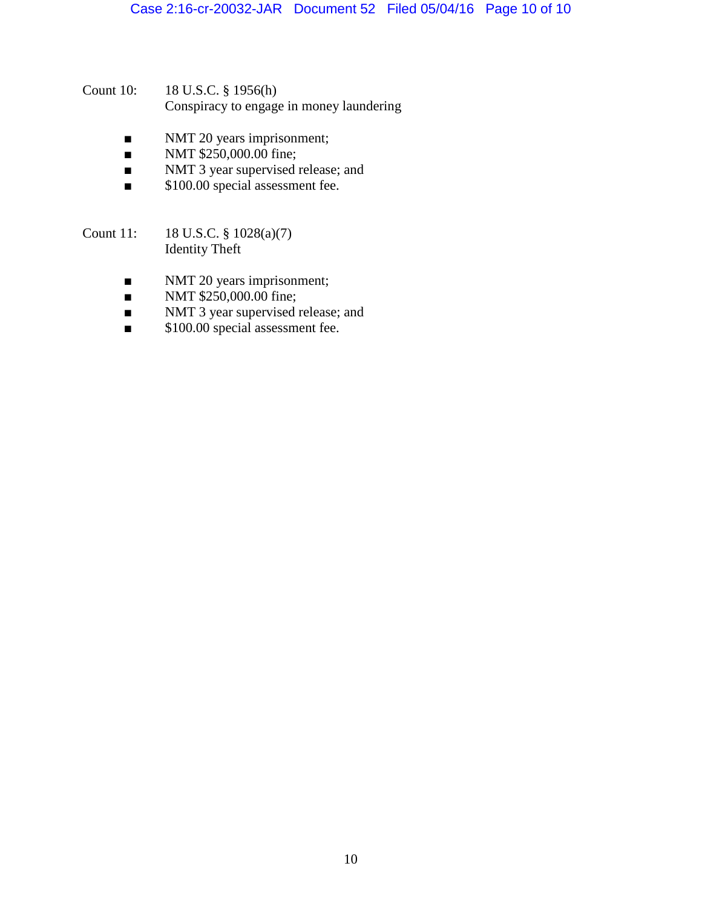Count 10: 18 U.S.C. § 1956(h)
Conspiracy to engage in money laundering

- NMT 20 years imprisonment;
- NMT $250,000.00 fine;
- NMT 3 year supervised release; and
- $100.00 special assessment fee.

Count 11: 18 U.S.C. § 1028(a)(7)
Identity Theft

- NMT 20 years imprisonment;
- NMT $250,000.00 fine;
- NMT 3 year supervised release; and
- $100.00 special assessment fee.